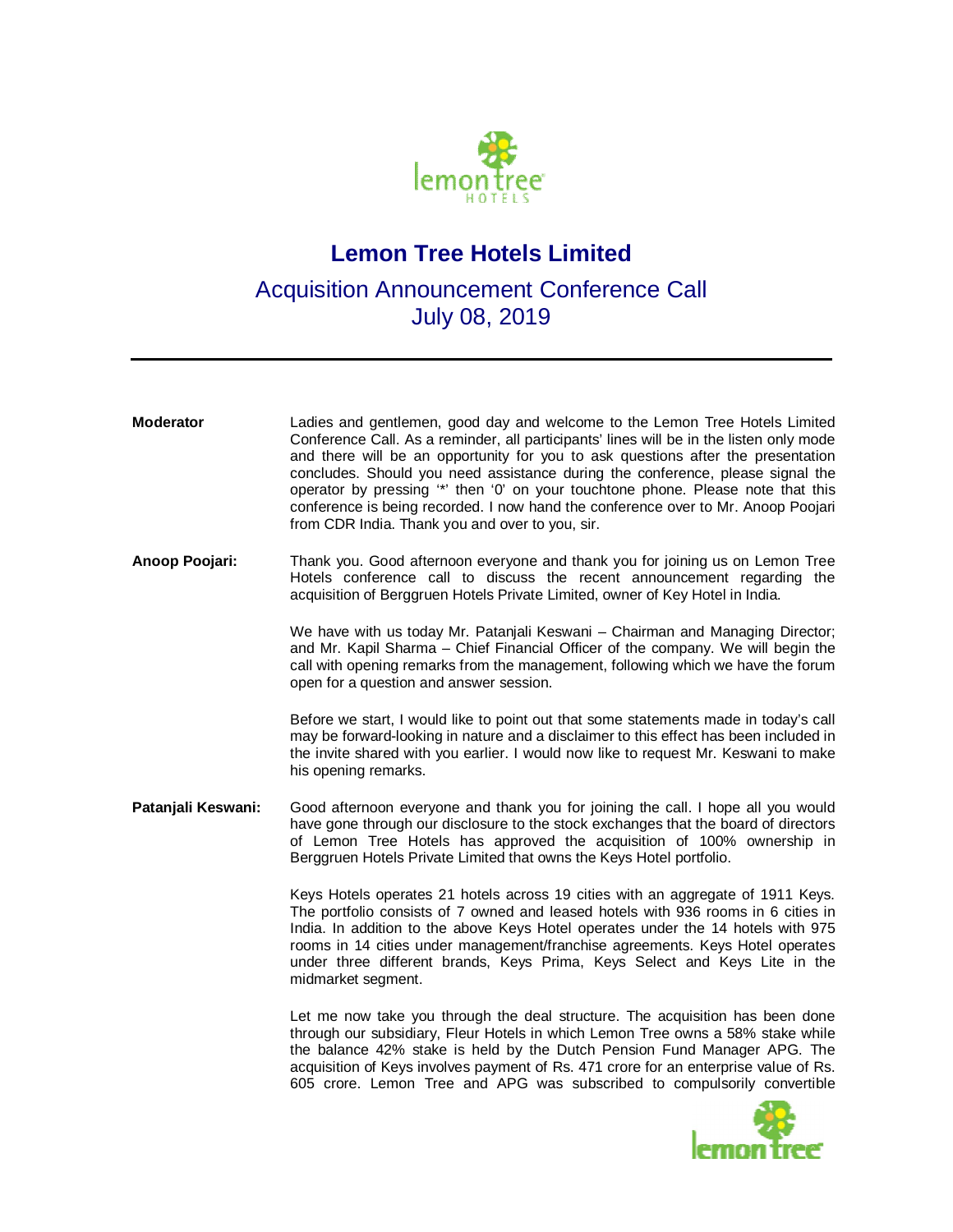# Lemon Tree Hotels Limited

## Acquisition Announcement Conference Call
## July 08, 2019

---

**Moderator** Ladies and gentlemen, good day and welcome to the Lemon Tree Hotels Limited Conference Call. As a reminder, all participants' lines will be in the listen only mode and there will be an opportunity for you to ask questions after the presentation concludes. Should you need assistance during the conference, please signal the operator by pressing '*' then '0' on your touchtone phone. Please note that this conference is being recorded. I now hand the conference over to Mr. Anoop Poojari from CDR India. Thank you and over to you, sir.

**Anoop Poojari:** Thank you. Good afternoon everyone and thank you for joining us on Lemon Tree Hotels conference call to discuss the recent announcement regarding the acquisition of Berggruen Hotels Private Limited, owner of Key Hotel in India.

We have with us today Mr. Patanjali Keswani – Chairman and Managing Director; and Mr. Kapil Sharma – Chief Financial Officer of the company. We will begin the call with opening remarks from the management, following which we have the forum open for a question and answer session.

Before we start, I would like to point out that some statements made in today's call may be forward-looking in nature and a disclaimer to this effect has been included in the invite shared with you earlier. I would now like to request Mr. Keswani to make his opening remarks.

**Patanjali Keswani:** Good afternoon everyone and thank you for joining the call. I hope all you would have gone through our disclosure to the stock exchanges that the board of directors of Lemon Tree Hotels has approved the acquisition of 100% ownership in Berggruen Hotels Private Limited that owns the Keys Hotel portfolio.

Keys Hotels operates 21 hotels across 19 cities with an aggregate of 1911 Keys. The portfolio consists of 7 owned and leased hotels with 936 rooms in 6 cities in India. In addition to the above Keys Hotel operates under the 14 hotels with 975 rooms in 14 cities under management/franchise agreements. Keys Hotel operates under three different brands, Keys Prima, Keys Select and Keys Lite in the midmarket segment.

Let me now take you through the deal structure. The acquisition has been done through our subsidiary, Fleur Hotels in which Lemon Tree owns a 58% stake while the balance 42% stake is held by the Dutch Pension Fund Manager APG. The acquisition of Keys involves payment of Rs. 471 crore for an enterprise value of Rs. 605 crore. Lemon Tree and APG was subscribed to compulsorily convertible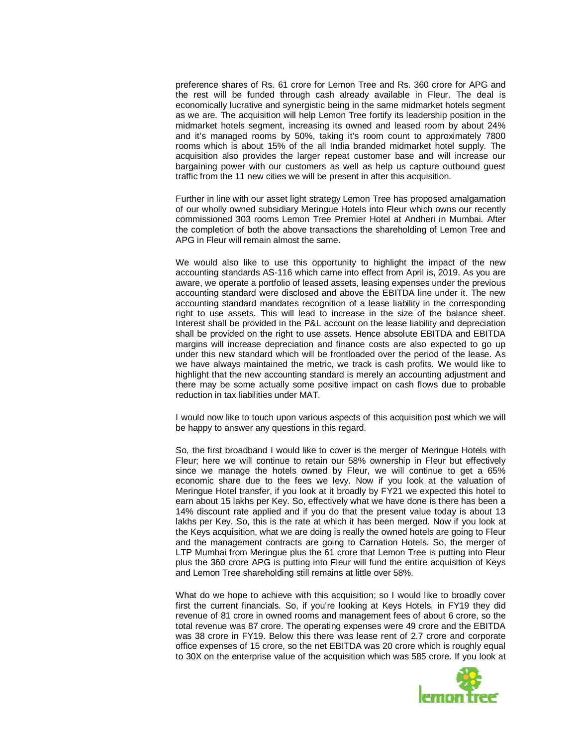preference shares of Rs. 61 crore for Lemon Tree and Rs. 360 crore for APG and the rest will be funded through cash already available in Fleur. The deal is economically lucrative and synergistic being in the same midmarket hotels segment as we are. The acquisition will help Lemon Tree fortify its leadership position in the midmarket hotels segment, increasing its owned and leased room by about 24% and it's managed rooms by 50%, taking it's room count to approximately 7800 rooms which is about 15% of the all India branded midmarket hotel supply. The acquisition also provides the larger repeat customer base and will increase our bargaining power with our customers as well as help us capture outbound guest traffic from the 11 new cities we will be present in after this acquisition.

Further in line with our asset light strategy Lemon Tree has proposed amalgamation of our wholly owned subsidiary Meringue Hotels into Fleur which owns our recently commissioned 303 rooms Lemon Tree Premier Hotel at Andheri in Mumbai. After the completion of both the above transactions the shareholding of Lemon Tree and APG in Fleur will remain almost the same.

We would also like to use this opportunity to highlight the impact of the new accounting standards AS-116 which came into effect from April is, 2019. As you are aware, we operate a portfolio of leased assets, leasing expenses under the previous accounting standard were disclosed and above the EBITDA line under it. The new accounting standard mandates recognition of a lease liability in the corresponding right to use assets. This will lead to increase in the size of the balance sheet. Interest shall be provided in the P&L account on the lease liability and depreciation shall be provided on the right to use assets. Hence absolute EBITDA and EBITDA margins will increase depreciation and finance costs are also expected to go up under this new standard which will be frontloaded over the period of the lease. As we have always maintained the metric, we track is cash profits. We would like to highlight that the new accounting standard is merely an accounting adjustment and there may be some actually some positive impact on cash flows due to probable reduction in tax liabilities under MAT.

I would now like to touch upon various aspects of this acquisition post which we will be happy to answer any questions in this regard.

So, the first broadband I would like to cover is the merger of Meringue Hotels with Fleur; here we will continue to retain our 58% ownership in Fleur but effectively since we manage the hotels owned by Fleur, we will continue to get a 65% economic share due to the fees we levy. Now if you look at the valuation of Meringue Hotel transfer, if you look at it broadly by FY21 we expected this hotel to earn about 15 lakhs per Key. So, effectively what we have done is there has been a 14% discount rate applied and if you do that the present value today is about 13 lakhs per Key. So, this is the rate at which it has been merged. Now if you look at the Keys acquisition, what we are doing is really the owned hotels are going to Fleur and the management contracts are going to Carnation Hotels. So, the merger of LTP Mumbai from Meringue plus the 61 crore that Lemon Tree is putting into Fleur plus the 360 crore APG is putting into Fleur will fund the entire acquisition of Keys and Lemon Tree shareholding still remains at little over 58%.

What do we hope to achieve with this acquisition; so I would like to broadly cover first the current financials. So, if you're looking at Keys Hotels, in FY19 they did revenue of 81 crore in owned rooms and management fees of about 6 crore, so the total revenue was 87 crore. The operating expenses were 49 crore and the EBITDA was 38 crore in FY19. Below this there was lease rent of 2.7 crore and corporate office expenses of 15 crore, so the net EBITDA was 20 crore which is roughly equal to 30X on the enterprise value of the acquisition which was 585 crore. If you look at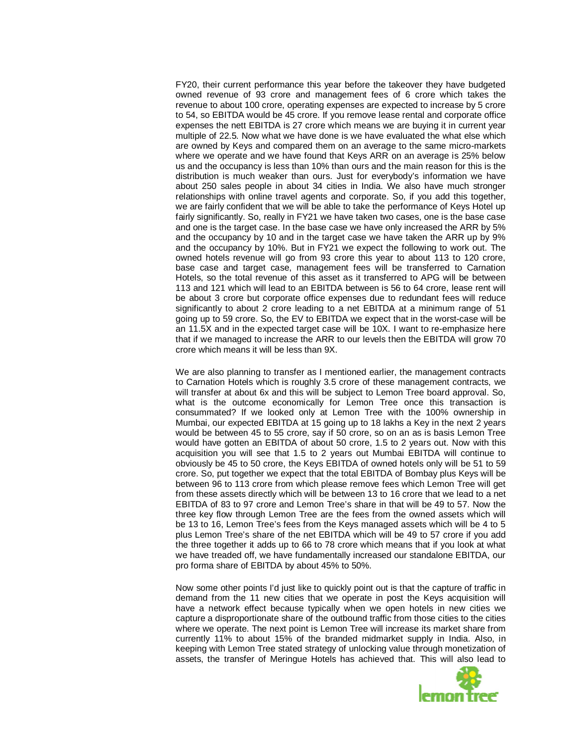FY20, their current performance this year before the takeover they have budgeted owned revenue of 93 crore and management fees of 6 crore which takes the revenue to about 100 crore, operating expenses are expected to increase by 5 crore to 54, so EBITDA would be 45 crore. If you remove lease rental and corporate office expenses the nett EBITDA is 27 crore which means we are buying it in current year multiple of 22.5. Now what we have done is we have evaluated the what else which are owned by Keys and compared them on an average to the same micro-markets where we operate and we have found that Keys ARR on an average is 25% below us and the occupancy is less than 10% than ours and the main reason for this is the distribution is much weaker than ours. Just for everybody's information we have about 250 sales people in about 34 cities in India. We also have much stronger relationships with online travel agents and corporate. So, if you add this together, we are fairly confident that we will be able to take the performance of Keys Hotel up fairly significantly. So, really in FY21 we have taken two cases, one is the base case and one is the target case. In the base case we have only increased the ARR by 5% and the occupancy by 10 and in the target case we have taken the ARR up by 9% and the occupancy by 10%. But in FY21 we expect the following to work out. The owned hotels revenue will go from 93 crore this year to about 113 to 120 crore, base case and target case, management fees will be transferred to Carnation Hotels, so the total revenue of this asset as it transferred to APG will be between 113 and 121 which will lead to an EBITDA between is 56 to 64 crore, lease rent will be about 3 crore but corporate office expenses due to redundant fees will reduce significantly to about 2 crore leading to a net EBITDA at a minimum range of 51 going up to 59 crore. So, the EV to EBITDA we expect that in the worst-case will be an 11.5X and in the expected target case will be 10X. I want to re-emphasize here that if we managed to increase the ARR to our levels then the EBITDA will grow 70 crore which means it will be less than 9X.

We are also planning to transfer as I mentioned earlier, the management contracts to Carnation Hotels which is roughly 3.5 crore of these management contracts, we will transfer at about 6x and this will be subject to Lemon Tree board approval. So, what is the outcome economically for Lemon Tree once this transaction is consummated? If we looked only at Lemon Tree with the 100% ownership in Mumbai, our expected EBITDA at 15 going up to 18 lakhs a Key in the next 2 years would be between 45 to 55 crore, say if 50 crore, so on an as is basis Lemon Tree would have gotten an EBITDA of about 50 crore, 1.5 to 2 years out. Now with this acquisition you will see that 1.5 to 2 years out Mumbai EBITDA will continue to obviously be 45 to 50 crore, the Keys EBITDA of owned hotels only will be 51 to 59 crore. So, put together we expect that the total EBITDA of Bombay plus Keys will be between 96 to 113 crore from which please remove fees which Lemon Tree will get from these assets directly which will be between 13 to 16 crore that we lead to a net EBITDA of 83 to 97 crore and Lemon Tree's share in that will be 49 to 57. Now the three key flow through Lemon Tree are the fees from the owned assets which will be 13 to 16, Lemon Tree's fees from the Keys managed assets which will be 4 to 5 plus Lemon Tree's share of the net EBITDA which will be 49 to 57 crore if you add the three together it adds up to 66 to 78 crore which means that if you look at what we have treaded off, we have fundamentally increased our standalone EBITDA, our pro forma share of EBITDA by about 45% to 50%.

Now some other points I'd just like to quickly point out is that the capture of traffic in demand from the 11 new cities that we operate in post the Keys acquisition will have a network effect because typically when we open hotels in new cities we capture a disproportionate share of the outbound traffic from those cities to the cities where we operate. The next point is Lemon Tree will increase its market share from currently 11% to about 15% of the branded midmarket supply in India. Also, in keeping with Lemon Tree stated strategy of unlocking value through monetization of assets, the transfer of Meringue Hotels has achieved that. This will also lead to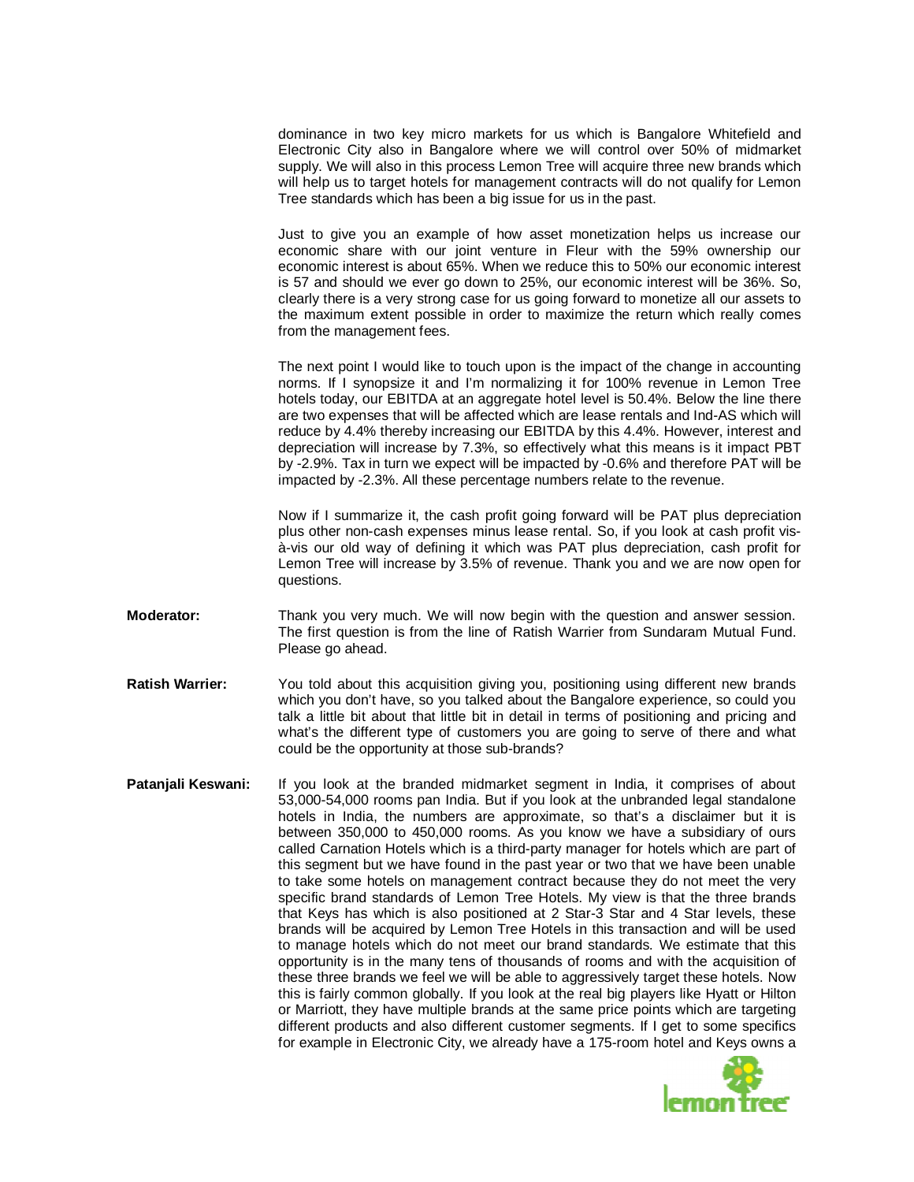dominance in two key micro markets for us which is Bangalore Whitefield and Electronic City also in Bangalore where we will control over 50% of midmarket supply. We will also in this process Lemon Tree will acquire three new brands which will help us to target hotels for management contracts will do not qualify for Lemon Tree standards which has been a big issue for us in the past.

Just to give you an example of how asset monetization helps us increase our economic share with our joint venture in Fleur with the 59% ownership our economic interest is about 65%. When we reduce this to 50% our economic interest is 57 and should we ever go down to 25%, our economic interest will be 36%. So, clearly there is a very strong case for us going forward to monetize all our assets to the maximum extent possible in order to maximize the return which really comes from the management fees.

The next point I would like to touch upon is the impact of the change in accounting norms. If I synopsize it and I'm normalizing it for 100% revenue in Lemon Tree hotels today, our EBITDA at an aggregate hotel level is 50.4%. Below the line there are two expenses that will be affected which are lease rentals and Ind-AS which will reduce by 4.4% thereby increasing our EBITDA by this 4.4%. However, interest and depreciation will increase by 7.3%, so effectively what this means is it impact PBT by -2.9%. Tax in turn we expect will be impacted by -0.6% and therefore PAT will be impacted by -2.3%. All these percentage numbers relate to the revenue.

Now if I summarize it, the cash profit going forward will be PAT plus depreciation plus other non-cash expenses minus lease rental. So, if you look at cash profit vis-à-vis our old way of defining it which was PAT plus depreciation, cash profit for Lemon Tree will increase by 3.5% of revenue. Thank you and we are now open for questions.

**Moderator:** Thank you very much. We will now begin with the question and answer session. The first question is from the line of Ratish Warrier from Sundaram Mutual Fund. Please go ahead.

**Ratish Warrier:** You told about this acquisition giving you, positioning using different new brands which you don't have, so you talked about the Bangalore experience, so could you talk a little bit about that little bit in detail in terms of positioning and pricing and what's the different type of customers you are going to serve of there and what could be the opportunity at those sub-brands?

**Patanjali Keswani:** If you look at the branded midmarket segment in India, it comprises of about 53,000-54,000 rooms pan India. But if you look at the unbranded legal standalone hotels in India, the numbers are approximate, so that's a disclaimer but it is between 350,000 to 450,000 rooms. As you know we have a subsidiary of ours called Carnation Hotels which is a third-party manager for hotels which are part of this segment but we have found in the past year or two that we have been unable to take some hotels on management contract because they do not meet the very specific brand standards of Lemon Tree Hotels. My view is that the three brands that Keys has which is also positioned at 2 Star-3 Star and 4 Star levels, these brands will be acquired by Lemon Tree Hotels in this transaction and will be used to manage hotels which do not meet our brand standards. We estimate that this opportunity is in the many tens of thousands of rooms and with the acquisition of these three brands we feel we will be able to aggressively target these hotels. Now this is fairly common globally. If you look at the real big players like Hyatt or Hilton or Marriott, they have multiple brands at the same price points which are targeting different products and also different customer segments. If I get to some specifics for example in Electronic City, we already have a 175-room hotel and Keys owns a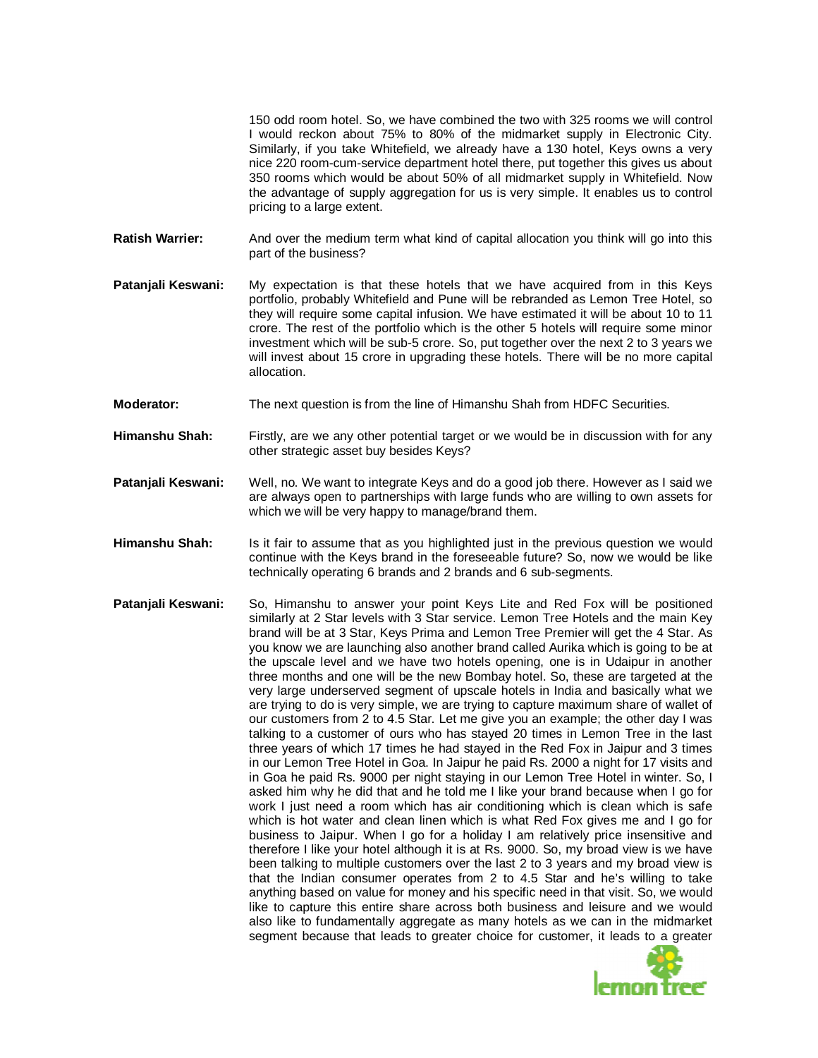150 odd room hotel. So, we have combined the two with 325 rooms we will control I would reckon about 75% to 80% of the midmarket supply in Electronic City. Similarly, if you take Whitefield, we already have a 130 hotel, Keys owns a very nice 220 room-cum-service department hotel there, put together this gives us about 350 rooms which would be about 50% of all midmarket supply in Whitefield. Now the advantage of supply aggregation for us is very simple. It enables us to control pricing to a large extent.

**Ratish Warrier:** And over the medium term what kind of capital allocation you think will go into this part of the business?

**Patanjali Keswani:** My expectation is that these hotels that we have acquired from in this Keys portfolio, probably Whitefield and Pune will be rebranded as Lemon Tree Hotel, so they will require some capital infusion. We have estimated it will be about 10 to 11 crore. The rest of the portfolio which is the other 5 hotels will require some minor investment which will be sub-5 crore. So, put together over the next 2 to 3 years we will invest about 15 crore in upgrading these hotels. There will be no more capital allocation.

**Moderator:** The next question is from the line of Himanshu Shah from HDFC Securities.

**Himanshu Shah:** Firstly, are we any other potential target or we would be in discussion with for any other strategic asset buy besides Keys?

**Patanjali Keswani:** Well, no. We want to integrate Keys and do a good job there. However as I said we are always open to partnerships with large funds who are willing to own assets for which we will be very happy to manage/brand them.

**Himanshu Shah:** Is it fair to assume that as you highlighted just in the previous question we would continue with the Keys brand in the foreseeable future? So, now we would be like technically operating 6 brands and 2 brands and 6 sub-segments.

**Patanjali Keswani:** So, Himanshu to answer your point Keys Lite and Red Fox will be positioned similarly at 2 Star levels with 3 Star service. Lemon Tree Hotels and the main Key brand will be at 3 Star, Keys Prima and Lemon Tree Premier will get the 4 Star. As you know we are launching also another brand called Aurika which is going to be at the upscale level and we have two hotels opening, one is in Udaipur in another three months and one will be the new Bombay hotel. So, these are targeted at the very large underserved segment of upscale hotels in India and basically what we are trying to do is very simple, we are trying to capture maximum share of wallet of our customers from 2 to 4.5 Star. Let me give you an example; the other day I was talking to a customer of ours who has stayed 20 times in Lemon Tree in the last three years of which 17 times he had stayed in the Red Fox in Jaipur and 3 times in our Lemon Tree Hotel in Goa. In Jaipur he paid Rs. 2000 a night for 17 visits and in Goa he paid Rs. 9000 per night staying in our Lemon Tree Hotel in winter. So, I asked him why he did that and he told me I like your brand because when I go for work I just need a room which has air conditioning which is clean which is safe which is hot water and clean linen which is what Red Fox gives me and I go for business to Jaipur. When I go for a holiday I am relatively price insensitive and therefore I like your hotel although it is at Rs. 9000. So, my broad view is we have been talking to multiple customers over the last 2 to 3 years and my broad view is that the Indian consumer operates from 2 to 4.5 Star and he's willing to take anything based on value for money and his specific need in that visit. So, we would like to capture this entire share across both business and leisure and we would also like to fundamentally aggregate as many hotels as we can in the midmarket segment because that leads to greater choice for customer, it leads to a greater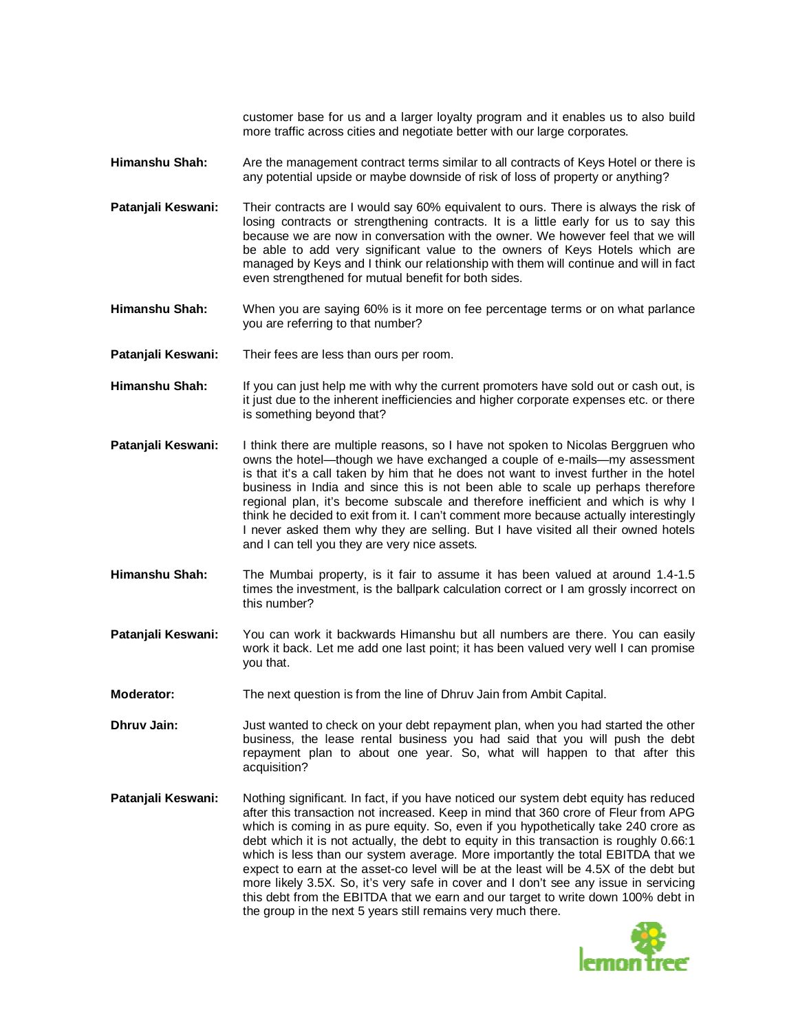customer base for us and a larger loyalty program and it enables us to also build more traffic across cities and negotiate better with our large corporates.

**Himanshu Shah:** Are the management contract terms similar to all contracts of Keys Hotel or there is any potential upside or maybe downside of risk of loss of property or anything?

**Patanjali Keswani:** Their contracts are I would say 60% equivalent to ours. There is always the risk of losing contracts or strengthening contracts. It is a little early for us to say this because we are now in conversation with the owner. We however feel that we will be able to add very significant value to the owners of Keys Hotels which are managed by Keys and I think our relationship with them will continue and will in fact even strengthened for mutual benefit for both sides.

**Himanshu Shah:** When you are saying 60% is it more on fee percentage terms or on what parlance you are referring to that number?

**Patanjali Keswani:** Their fees are less than ours per room.

**Himanshu Shah:** If you can just help me with why the current promoters have sold out or cash out, is it just due to the inherent inefficiencies and higher corporate expenses etc. or there is something beyond that?

**Patanjali Keswani:** I think there are multiple reasons, so I have not spoken to Nicolas Berggruen who owns the hotel—though we have exchanged a couple of e-mails—my assessment is that it's a call taken by him that he does not want to invest further in the hotel business in India and since this is not been able to scale up perhaps therefore regional plan, it's become subscale and therefore inefficient and which is why I think he decided to exit from it. I can't comment more because actually interestingly I never asked them why they are selling. But I have visited all their owned hotels and I can tell you they are very nice assets.

**Himanshu Shah:** The Mumbai property, is it fair to assume it has been valued at around 1.4-1.5 times the investment, is the ballpark calculation correct or I am grossly incorrect on this number?

**Patanjali Keswani:** You can work it backwards Himanshu but all numbers are there. You can easily work it back. Let me add one last point; it has been valued very well I can promise you that.

**Moderator:** The next question is from the line of Dhruv Jain from Ambit Capital.

**Dhruv Jain:** Just wanted to check on your debt repayment plan, when you had started the other business, the lease rental business you had said that you will push the debt repayment plan to about one year. So, what will happen to that after this acquisition?

**Patanjali Keswani:** Nothing significant. In fact, if you have noticed our system debt equity has reduced after this transaction not increased. Keep in mind that 360 crore of Fleur from APG which is coming in as pure equity. So, even if you hypothetically take 240 crore as debt which it is not actually, the debt to equity in this transaction is roughly 0.66:1 which is less than our system average. More importantly the total EBITDA that we expect to earn at the asset-co level will be at the least will be 4.5X of the debt but more likely 3.5X. So, it's very safe in cover and I don't see any issue in servicing this debt from the EBITDA that we earn and our target to write down 100% debt in the group in the next 5 years still remains very much there.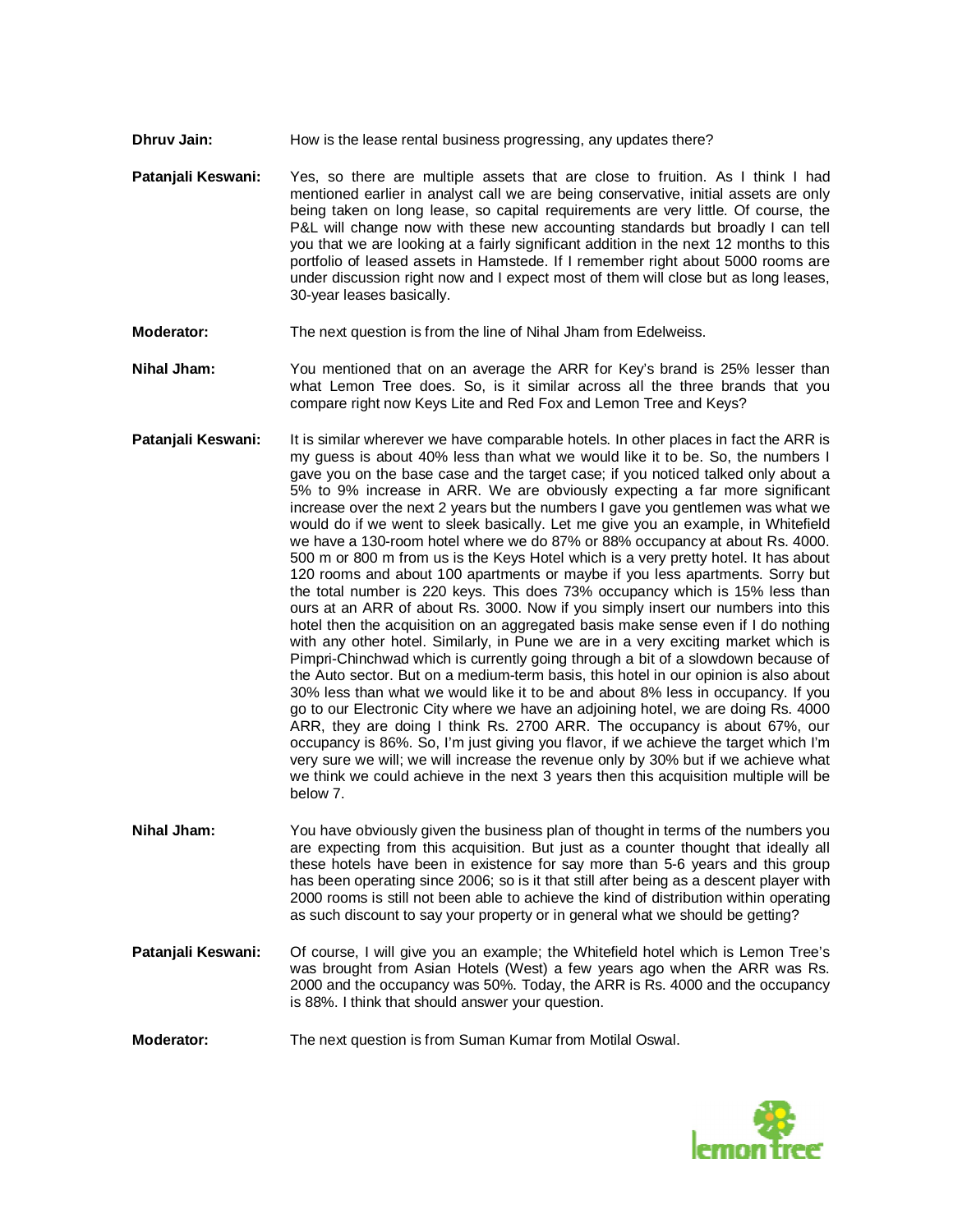**Dhruv Jain:** How is the lease rental business progressing, any updates there?

**Patanjali Keswani:** Yes, so there are multiple assets that are close to fruition. As I think I had mentioned earlier in analyst call we are being conservative, initial assets are only being taken on long lease, so capital requirements are very little. Of course, the P&L will change now with these new accounting standards but broadly I can tell you that we are looking at a fairly significant addition in the next 12 months to this portfolio of leased assets in Hamstede. If I remember right about 5000 rooms are under discussion right now and I expect most of them will close but as long leases, 30-year leases basically.

**Moderator:** The next question is from the line of Nihal Jham from Edelweiss.

**Nihal Jham:** You mentioned that on an average the ARR for Key's brand is 25% lesser than what Lemon Tree does. So, is it similar across all the three brands that you compare right now Keys Lite and Red Fox and Lemon Tree and Keys?

**Patanjali Keswani:** It is similar wherever we have comparable hotels. In other places in fact the ARR is my guess is about 40% less than what we would like it to be. So, the numbers I gave you on the base case and the target case; if you noticed talked only about a 5% to 9% increase in ARR. We are obviously expecting a far more significant increase over the next 2 years but the numbers I gave you gentlemen was what we would do if we went to sleek basically. Let me give you an example, in Whitefield we have a 130-room hotel where we do 87% or 88% occupancy at about Rs. 4000. 500 m or 800 m from us is the Keys Hotel which is a very pretty hotel. It has about 120 rooms and about 100 apartments or maybe if you less apartments. Sorry but the total number is 220 keys. This does 73% occupancy which is 15% less than ours at an ARR of about Rs. 3000. Now if you simply insert our numbers into this hotel then the acquisition on an aggregated basis make sense even if I do nothing with any other hotel. Similarly, in Pune we are in a very exciting market which is Pimpri-Chinchwad which is currently going through a bit of a slowdown because of the Auto sector. But on a medium-term basis, this hotel in our opinion is also about 30% less than what we would like it to be and about 8% less in occupancy. If you go to our Electronic City where we have an adjoining hotel, we are doing Rs. 4000 ARR, they are doing I think Rs. 2700 ARR. The occupancy is about 67%, our occupancy is 86%. So, I'm just giving you flavor, if we achieve the target which I'm very sure we will; we will increase the revenue only by 30% but if we achieve what we think we could achieve in the next 3 years then this acquisition multiple will be below 7.

**Nihal Jham:** You have obviously given the business plan of thought in terms of the numbers you are expecting from this acquisition. But just as a counter thought that ideally all these hotels have been in existence for say more than 5-6 years and this group has been operating since 2006; so is it that still after being as a descent player with 2000 rooms is still not been able to achieve the kind of distribution within operating as such discount to say your property or in general what we should be getting?

**Patanjali Keswani:** Of course, I will give you an example; the Whitefield hotel which is Lemon Tree's was brought from Asian Hotels (West) a few years ago when the ARR was Rs. 2000 and the occupancy was 50%. Today, the ARR is Rs. 4000 and the occupancy is 88%. I think that should answer your question.

**Moderator:** The next question is from Suman Kumar from Motilal Oswal.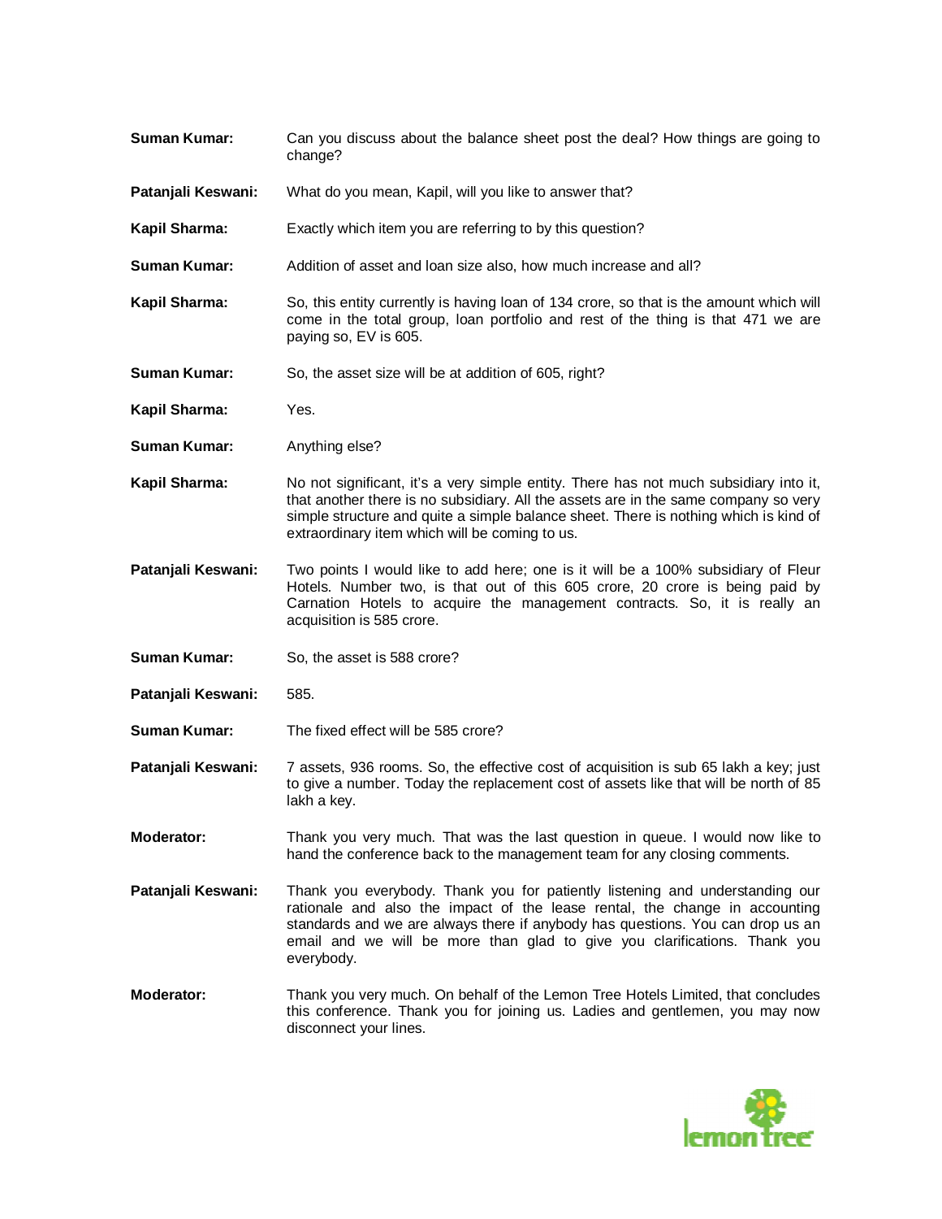**Suman Kumar:** Can you discuss about the balance sheet post the deal? How things are going to change?

**Patanjali Keswani:** What do you mean, Kapil, will you like to answer that?

**Kapil Sharma:** Exactly which item you are referring to by this question?

**Suman Kumar:** Addition of asset and loan size also, how much increase and all?

**Kapil Sharma:** So, this entity currently is having loan of 134 crore, so that is the amount which will come in the total group, loan portfolio and rest of the thing is that 471 we are paying so, EV is 605.

**Suman Kumar:** So, the asset size will be at addition of 605, right?

**Kapil Sharma:** Yes.

**Suman Kumar:** Anything else?

**Kapil Sharma:** No not significant, it's a very simple entity. There has not much subsidiary into it, that another there is no subsidiary. All the assets are in the same company so very simple structure and quite a simple balance sheet. There is nothing which is kind of extraordinary item which will be coming to us.

**Patanjali Keswani:** Two points I would like to add here; one is it will be a 100% subsidiary of Fleur Hotels. Number two, is that out of this 605 crore, 20 crore is being paid by Carnation Hotels to acquire the management contracts. So, it is really an acquisition is 585 crore.

**Suman Kumar:** So, the asset is 588 crore?

**Patanjali Keswani:** 585.

**Suman Kumar:** The fixed effect will be 585 crore?

**Patanjali Keswani:** 7 assets, 936 rooms. So, the effective cost of acquisition is sub 65 lakh a key; just to give a number. Today the replacement cost of assets like that will be north of 85 lakh a key.

**Moderator:** Thank you very much. That was the last question in queue. I would now like to hand the conference back to the management team for any closing comments.

**Patanjali Keswani:** Thank you everybody. Thank you for patiently listening and understanding our rationale and also the impact of the lease rental, the change in accounting standards and we are always there if anybody has questions. You can drop us an email and we will be more than glad to give you clarifications. Thank you everybody.

**Moderator:** Thank you very much. On behalf of the Lemon Tree Hotels Limited, that concludes this conference. Thank you for joining us. Ladies and gentlemen, you may now disconnect your lines.